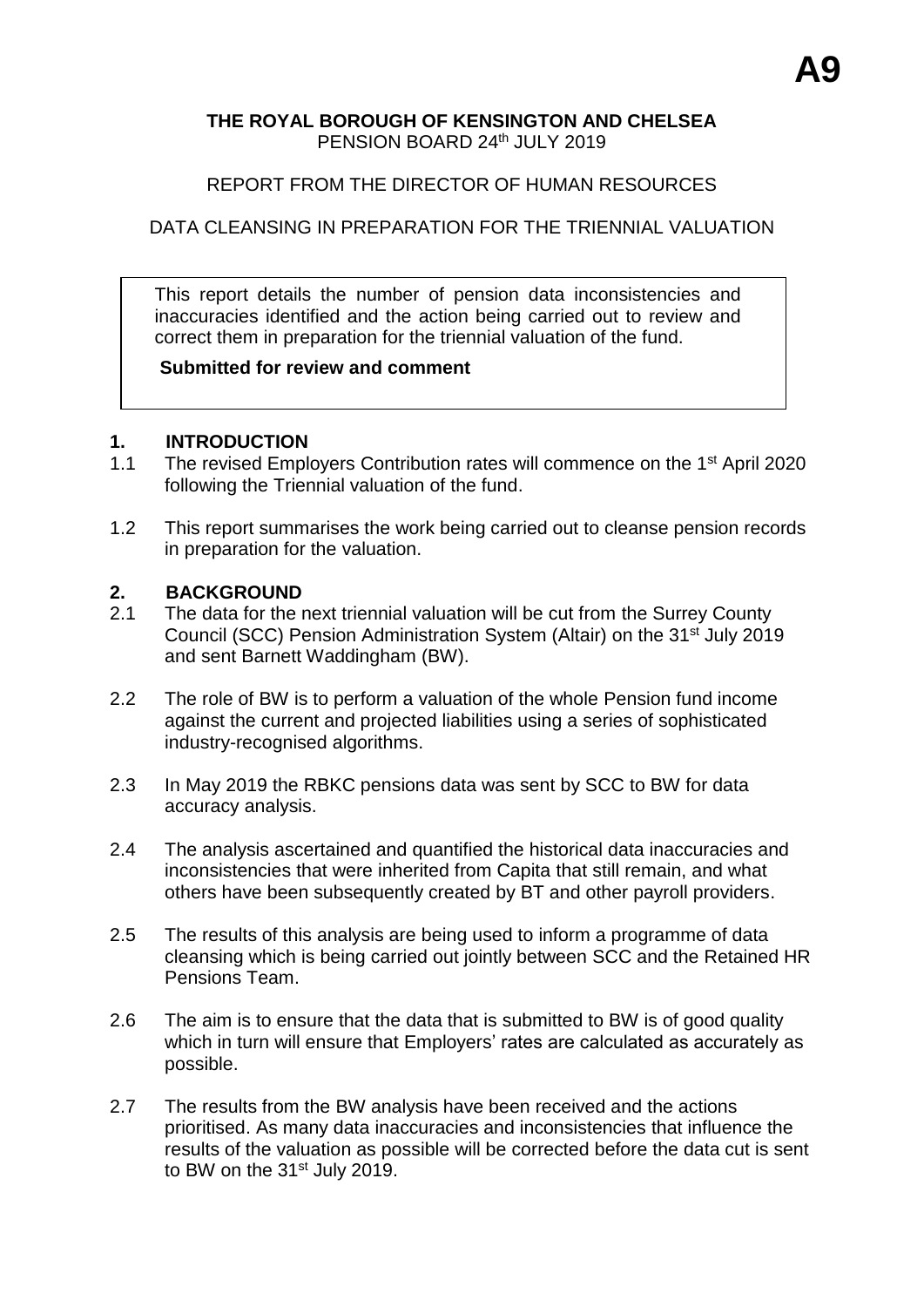A9

**THE ROYAL BOROUGH OF KENSINGTON AND CHELSEA**
PENSION BOARD 24th JULY 2019

REPORT FROM THE DIRECTOR OF HUMAN RESOURCES

DATA CLEANSING IN PREPARATION FOR THE TRIENNIAL VALUATION

This report details the number of pension data inconsistencies and inaccuracies identified and the action being carried out to review and correct them in preparation for the triennial valuation of the fund.

**Submitted for review and comment**

## 1. INTRODUCTION

1.1 The revised Employers Contribution rates will commence on the 1st April 2020 following the Triennial valuation of the fund.

1.2 This report summarises the work being carried out to cleanse pension records in preparation for the valuation.

## 2. BACKGROUND

2.1 The data for the next triennial valuation will be cut from the Surrey County Council (SCC) Pension Administration System (Altair) on the 31st July 2019 and sent Barnett Waddingham (BW).

2.2 The role of BW is to perform a valuation of the whole Pension fund income against the current and projected liabilities using a series of sophisticated industry-recognised algorithms.

2.3 In May 2019 the RBKC pensions data was sent by SCC to BW for data accuracy analysis.

2.4 The analysis ascertained and quantified the historical data inaccuracies and inconsistencies that were inherited from Capita that still remain, and what others have been subsequently created by BT and other payroll providers.

2.5 The results of this analysis are being used to inform a programme of data cleansing which is being carried out jointly between SCC and the Retained HR Pensions Team.

2.6 The aim is to ensure that the data that is submitted to BW is of good quality which in turn will ensure that Employers' rates are calculated as accurately as possible.

2.7 The results from the BW analysis have been received and the actions prioritised. As many data inaccuracies and inconsistencies that influence the results of the valuation as possible will be corrected before the data cut is sent to BW on the 31st July 2019.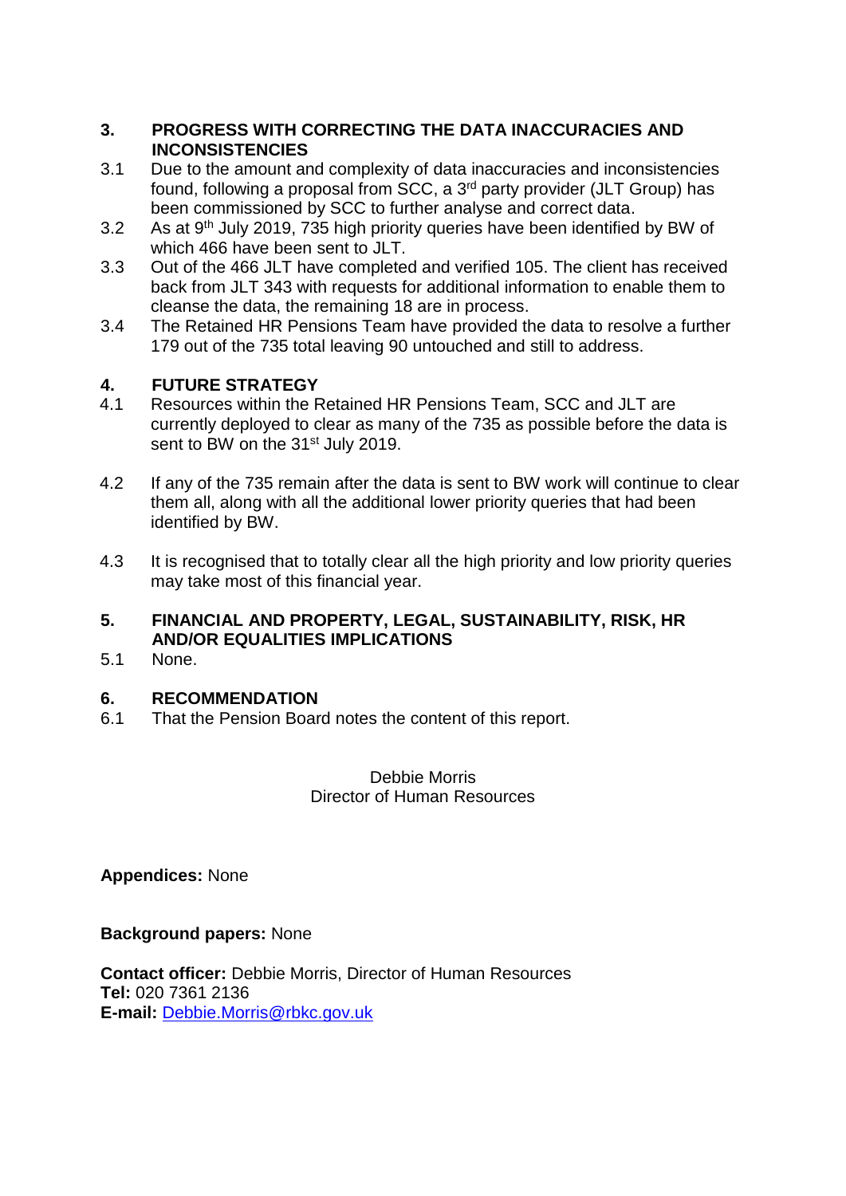## 3. PROGRESS WITH CORRECTING THE DATA INACCURACIES AND INCONSISTENCIES

3.1 Due to the amount and complexity of data inaccuracies and inconsistencies found, following a proposal from SCC, a 3rd party provider (JLT Group) has been commissioned by SCC to further analyse and correct data.

3.2 As at 9th July 2019, 735 high priority queries have been identified by BW of which 466 have been sent to JLT.

3.3 Out of the 466 JLT have completed and verified 105. The client has received back from JLT 343 with requests for additional information to enable them to cleanse the data, the remaining 18 are in process.

3.4 The Retained HR Pensions Team have provided the data to resolve a further 179 out of the 735 total leaving 90 untouched and still to address.

## 4. FUTURE STRATEGY

4.1 Resources within the Retained HR Pensions Team, SCC and JLT are currently deployed to clear as many of the 735 as possible before the data is sent to BW on the 31st July 2019.

4.2 If any of the 735 remain after the data is sent to BW work will continue to clear them all, along with all the additional lower priority queries that had been identified by BW.

4.3 It is recognised that to totally clear all the high priority and low priority queries may take most of this financial year.

## 5. FINANCIAL AND PROPERTY, LEGAL, SUSTAINABILITY, RISK, HR AND/OR EQUALITIES IMPLICATIONS

5.1 None.

## 6. RECOMMENDATION

6.1 That the Pension Board notes the content of this report.

Debbie Morris
Director of Human Resources

**Appendices:** None

**Background papers:** None

**Contact officer:** Debbie Morris, Director of Human Resources
**Tel:** 020 7361 2136
**E-mail:** Debbie.Morris@rbkc.gov.uk